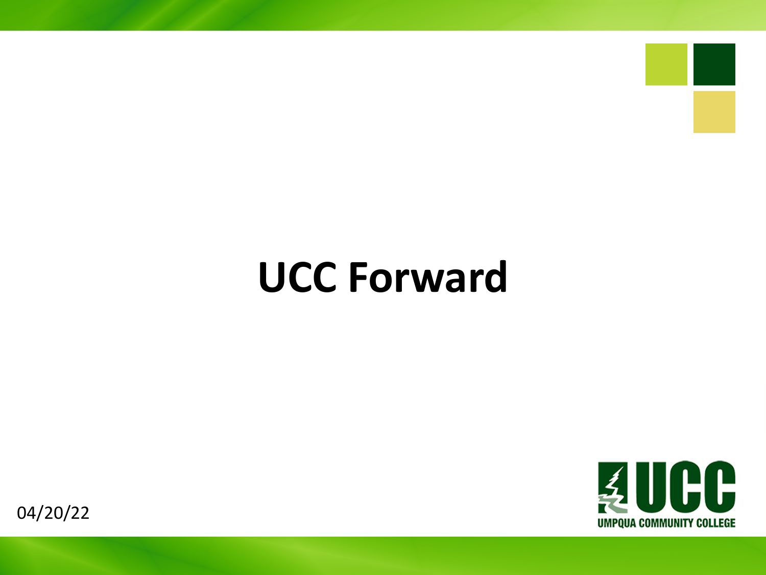# UCC Forward

04/20/22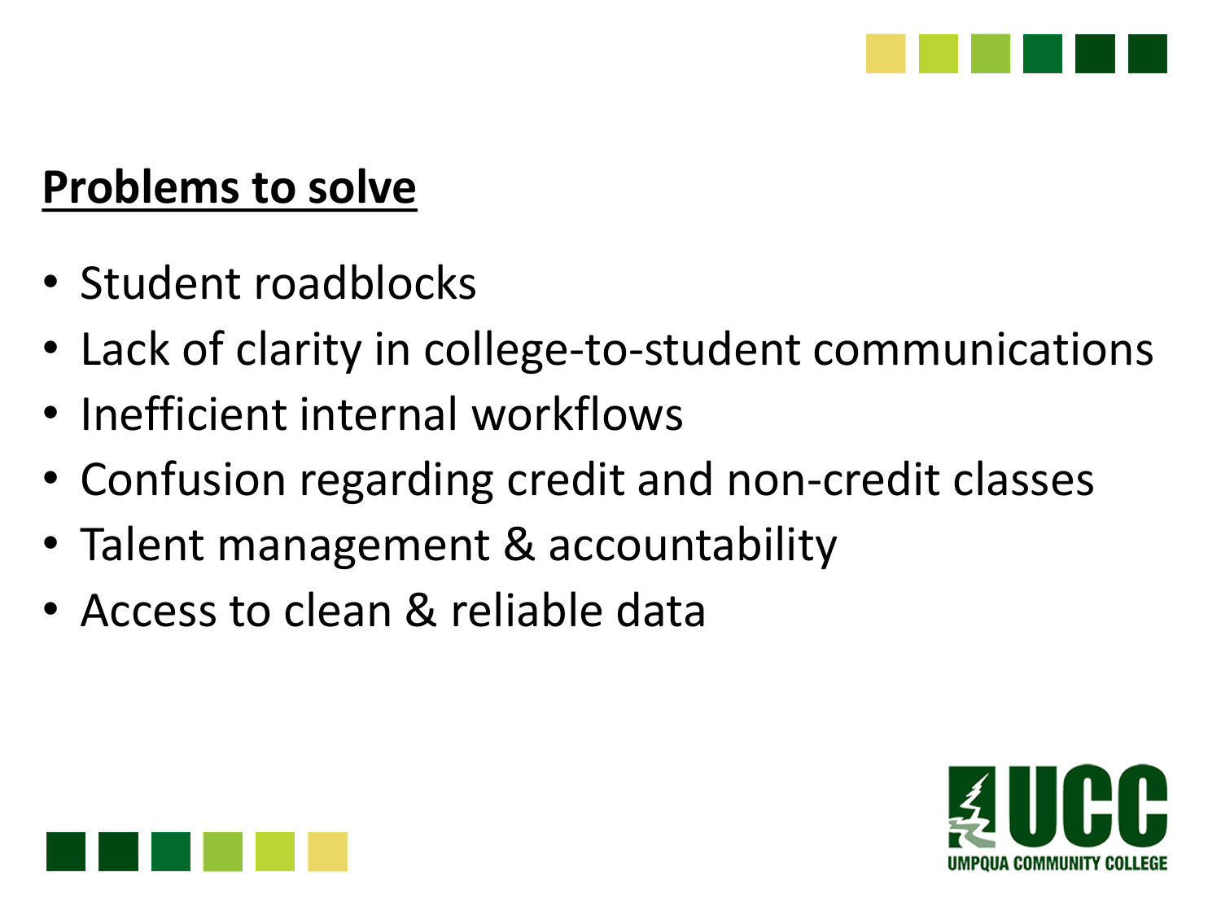## Problems to solve

- Student roadblocks
- Lack of clarity in college-to-student communications
- Inefficient internal workflows
- Confusion regarding credit and non-credit classes
- Talent management & accountability
- Access to clean & reliable data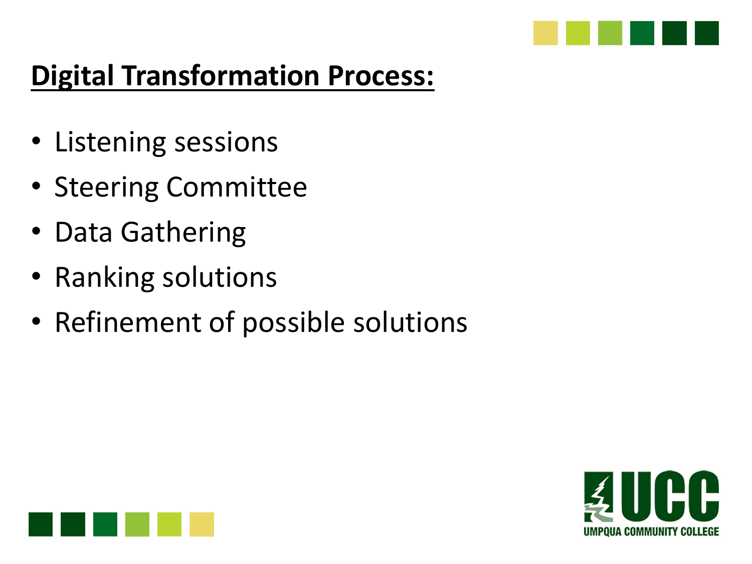## Digital Transformation Process:

- Listening sessions
- Steering Committee
- Data Gathering
- Ranking solutions
- Refinement of possible solutions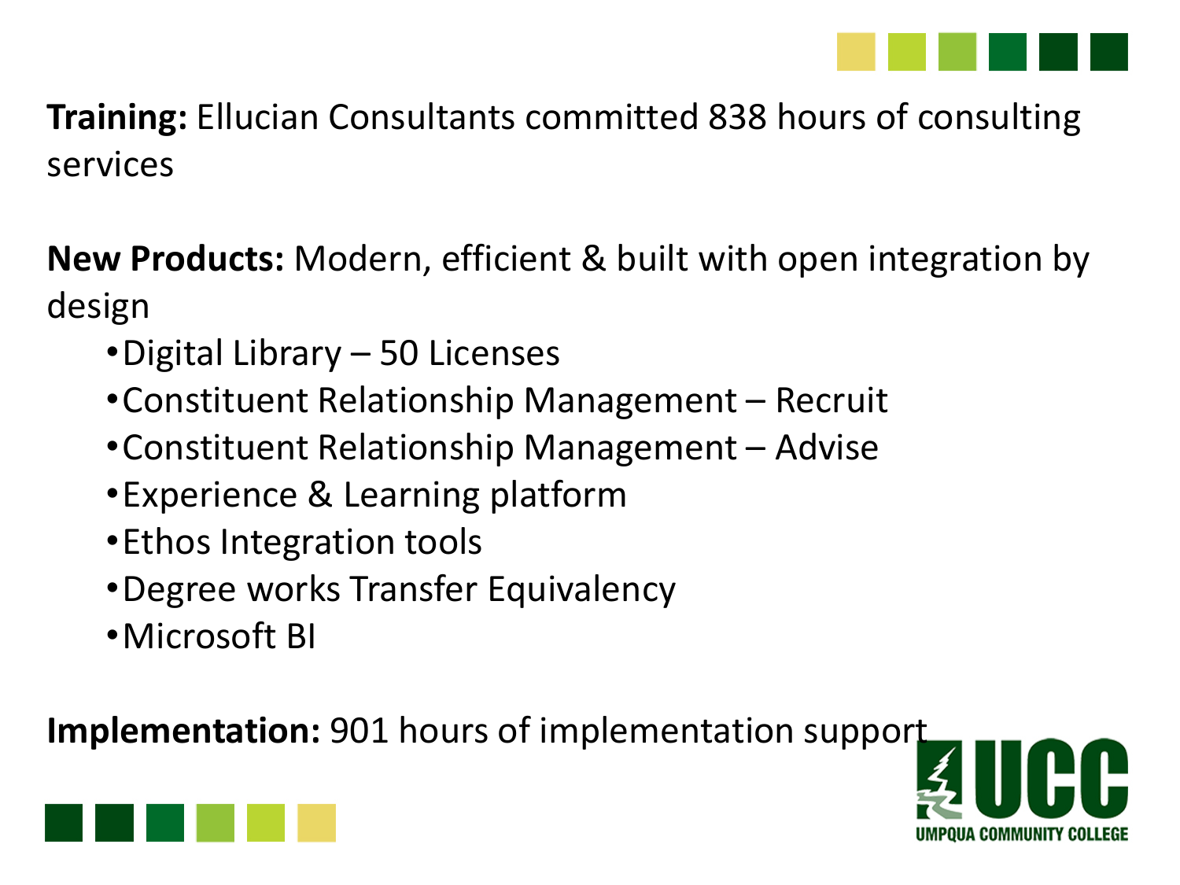**Training:** Ellucian Consultants committed 838 hours of consulting services

**New Products:** Modern, efficient & built with open integration by design

- Digital Library – 50 Licenses
- Constituent Relationship Management – Recruit
- Constituent Relationship Management – Advise
- Experience & Learning platform
- Ethos Integration tools
- Degree works Transfer Equivalency
- Microsoft BI

**Implementation:** 901 hours of implementation support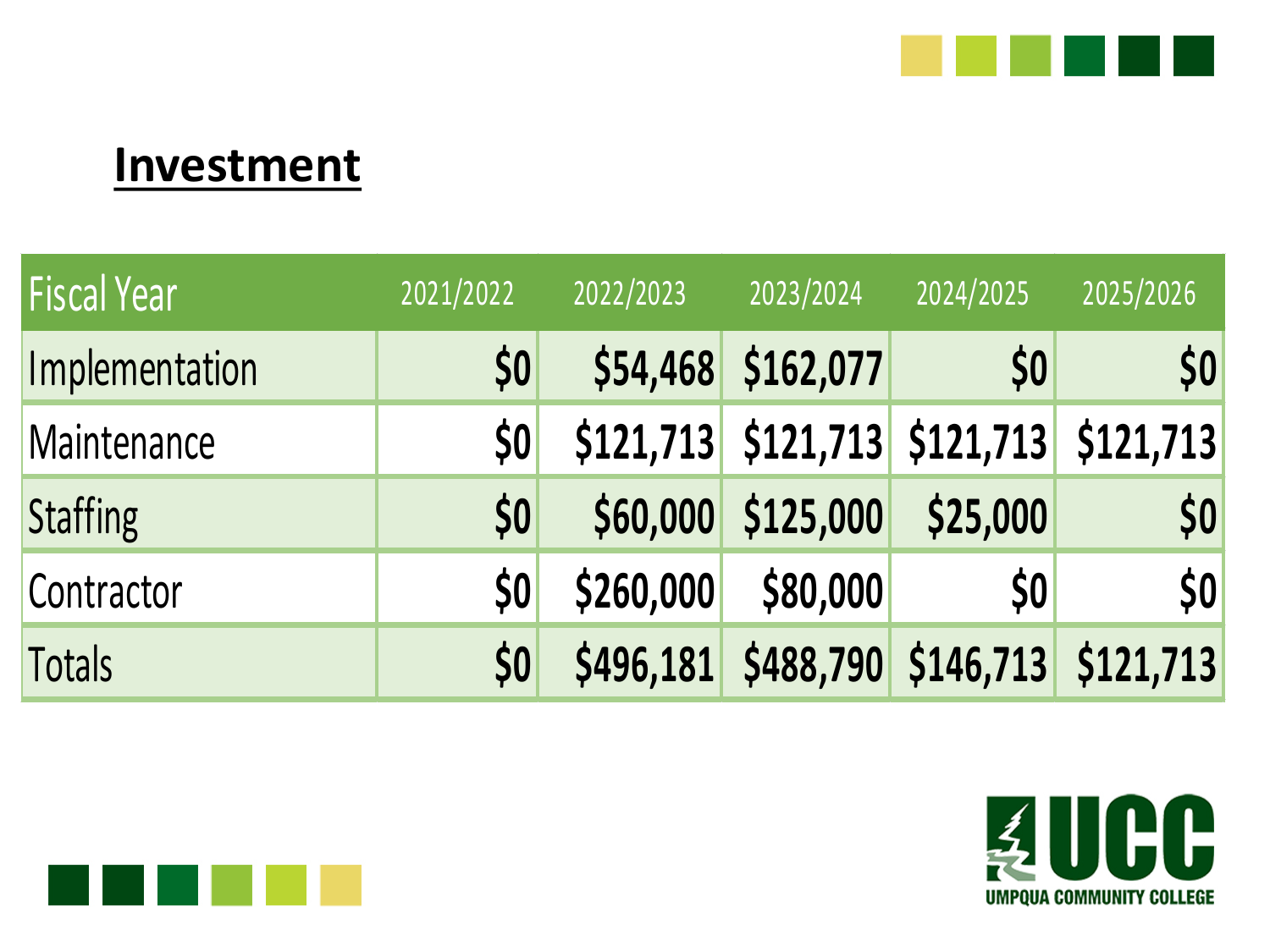# Investment

| Fiscal Year | 2021/2022 | 2022/2023 | 2023/2024 | 2024/2025 | 2025/2026 |
|---|---|---|---|---|---|
| Implementation | $0 | $54,468 | $162,077 | $0 | $0 |
| Maintenance | $0 | $121,713 | $121,713 | $121,713 | $121,713 |
| Staffing | $0 | $60,000 | $125,000 | $25,000 | $0 |
| Contractor | $0 | $260,000 | $80,000 | $0 | $0 |
| Totals | $0 | $496,181 | $488,790 | $146,713 | $121,713 |

UCC
UMPQUA COMMUNITY COLLEGE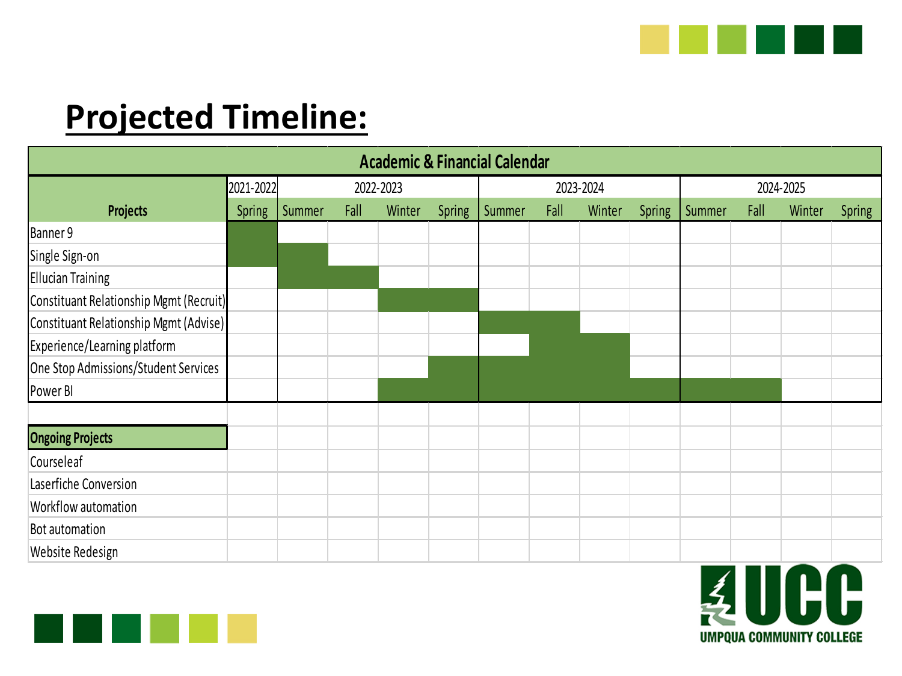# Projected Timeline:

**Academic & Financial Calendar**

| Projects | 2021-2022 | 2022-2023 | | | | 2023-2024 | | | | 2024-2025 | | | |
|---|---|---|---|---|---|---|---|---|---|---|---|---|---|
| | Spring | Summer | Fall | Winter | Spring | Summer | Fall | Winter | Spring | Summer | Fall | Winter | Spring |
| Banner 9 | | | | | | | | | | | | | |
| Single Sign-on | | | | | | | | | | | | | |
| Ellucian Training | | | | | | | | | | | | | |
| Constituant Relationship Mgmt (Recruit) | | | | | | | | | | | | | |
| Constituant Relationship Mgmt (Advise) | | | | | | | | | | | | | |
| Experience/Learning platform | | | | | | | | | | | | | |
| One Stop Admissions/Student Services | | | | | | | | | | | | | |
| Power BI | | | | | | | | | | | | | |
| | | | | | | | | | | | | | |
| **Ongoing Projects** | | | | | | | | | | | | | |
| Courseleaf | | | | | | | | | | | | | |
| Laserfiche Conversion | | | | | | | | | | | | | |
| Workflow automation | | | | | | | | | | | | | |
| Bot automation | | | | | | | | | | | | | |
| Website Redesign | | | | | | | | | | | | | |

UCC
UMPQUA COMMUNITY COLLEGE